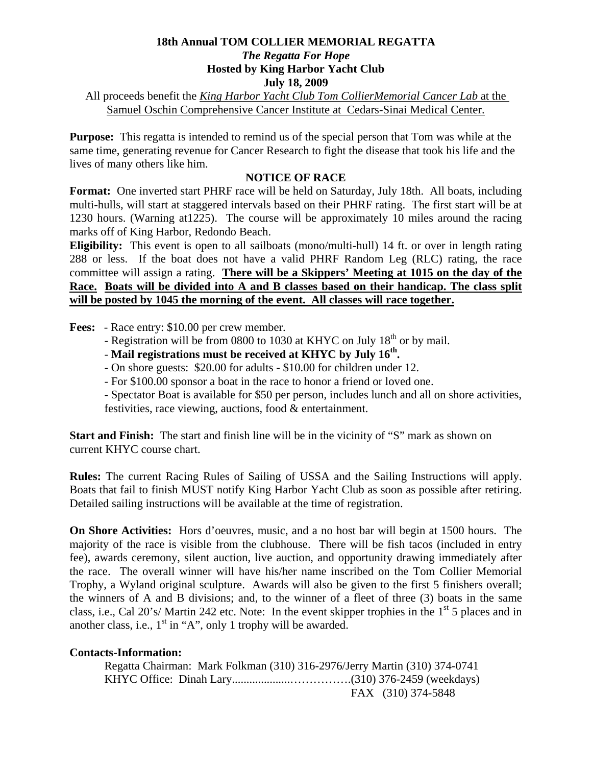**18th Annual TOM COLLIER MEMORIAL REGATTA**

***The Regatta For Hope***

**Hosted by King Harbor Yacht Club**

**July 18, 2009**

All proceeds benefit the *King Harbor Yacht Club Tom CollierMemorial Cancer Lab* at the Samuel Oschin Comprehensive Cancer Institute at Cedars-Sinai Medical Center.

**Purpose:** This regatta is intended to remind us of the special person that Tom was while at the same time, generating revenue for Cancer Research to fight the disease that took his life and the lives of many others like him.

## NOTICE OF RACE

**Format:** One inverted start PHRF race will be held on Saturday, July 18th. All boats, including multi-hulls, will start at staggered intervals based on their PHRF rating. The first start will be at 1230 hours. (Warning at1225). The course will be approximately 10 miles around the racing marks off of King Harbor, Redondo Beach.

**Eligibility:** This event is open to all sailboats (mono/multi-hull) 14 ft. or over in length rating 288 or less. If the boat does not have a valid PHRF Random Leg (RLC) rating, the race committee will assign a rating. **There will be a Skippers' Meeting at 1015 on the day of the Race. Boats will be divided into A and B classes based on their handicap. The class split will be posted by 1045 the morning of the event. All classes will race together.**

**Fees:**
- Race entry: $10.00 per crew member.
- Registration will be from 0800 to 1030 at KHYC on July 18th or by mail.
- **Mail registrations must be received at KHYC by July 16th.**
- On shore guests: $20.00 for adults - $10.00 for children under 12.
- For $100.00 sponsor a boat in the race to honor a friend or loved one.
- Spectator Boat is available for $50 per person, includes lunch and all on shore activities, festivities, race viewing, auctions, food & entertainment.

**Start and Finish:** The start and finish line will be in the vicinity of "S" mark as shown on current KHYC course chart.

**Rules:** The current Racing Rules of Sailing of USSA and the Sailing Instructions will apply. Boats that fail to finish MUST notify King Harbor Yacht Club as soon as possible after retiring. Detailed sailing instructions will be available at the time of registration.

**On Shore Activities:** Hors d'oeuvres, music, and a no host bar will begin at 1500 hours. The majority of the race is visible from the clubhouse. There will be fish tacos (included in entry fee), awards ceremony, silent auction, live auction, and opportunity drawing immediately after the race. The overall winner will have his/her name inscribed on the Tom Collier Memorial Trophy, a Wyland original sculpture. Awards will also be given to the first 5 finishers overall; the winners of A and B divisions; and, to the winner of a fleet of three (3) boats in the same class, i.e., Cal 20's/ Martin 242 etc. Note: In the event skipper trophies in the 1st 5 places and in another class, i.e., 1st in "A", only 1 trophy will be awarded.

**Contacts-Information:**

Regatta Chairman: Mark Folkman (310) 316-2976/Jerry Martin (310) 374-0741

KHYC Office: Dinah Lary....................…………….(310) 376-2459 (weekdays)

FAX (310) 374-5848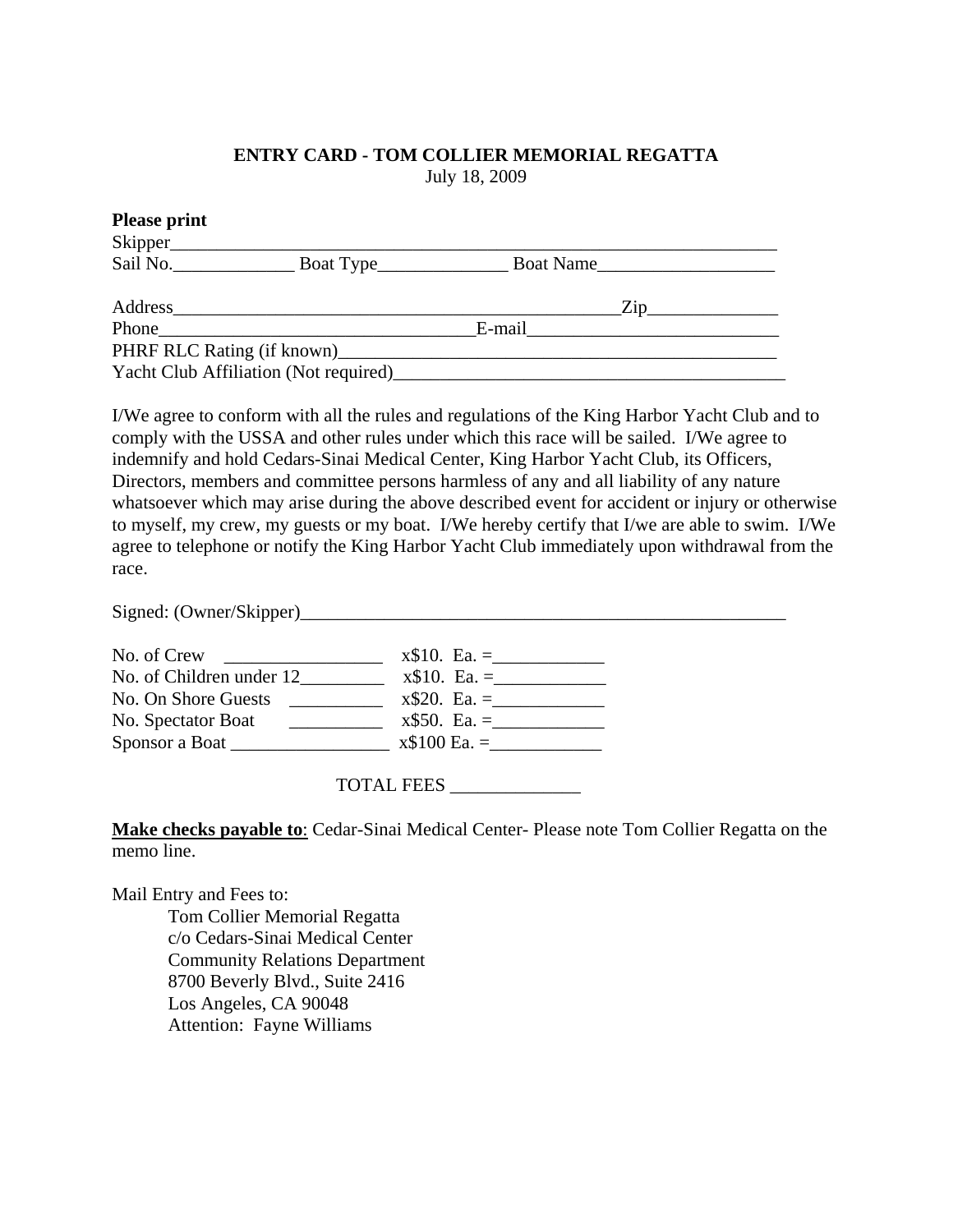**ENTRY CARD - TOM COLLIER MEMORIAL REGATTA**
July 18, 2009

**Please print**

Skipper_______________________________________________________________

Sail No._____________ Boat Type______________ Boat Name___________________

Address_________________________________________________Zip______________

Phone___________________________________E-mail___________________________

PHRF RLC Rating (if known)_______________________________________________

Yacht Club Affiliation (Not required)____________________________________________

I/We agree to conform with all the rules and regulations of the King Harbor Yacht Club and to comply with the USSA and other rules under which this race will be sailed. I/We agree to indemnify and hold Cedars-Sinai Medical Center, King Harbor Yacht Club, its Officers, Directors, members and committee persons harmless of any and all liability of any nature whatsoever which may arise during the above described event for accident or injury or otherwise to myself, my crew, my guests or my boat. I/We hereby certify that I/we are able to swim. I/We agree to telephone or notify the King Harbor Yacht Club immediately upon withdrawal from the race.

Signed: (Owner/Skipper)_____________________________________________________

No. of Crew _________________ x$10. Ea. =____________

No. of Children under 12_________ x$10. Ea. =____________

No. On Shore Guests __________ x$20. Ea. =____________

No. Spectator Boat __________ x$50. Ea. =____________

Sponsor a Boat _________________ x$100 Ea. =____________

TOTAL FEES ______________

**Make checks payable to**: Cedar-Sinai Medical Center- Please note Tom Collier Regatta on the memo line.

Mail Entry and Fees to:

Tom Collier Memorial Regatta
c/o Cedars-Sinai Medical Center
Community Relations Department
8700 Beverly Blvd., Suite 2416
Los Angeles, CA 90048
Attention: Fayne Williams